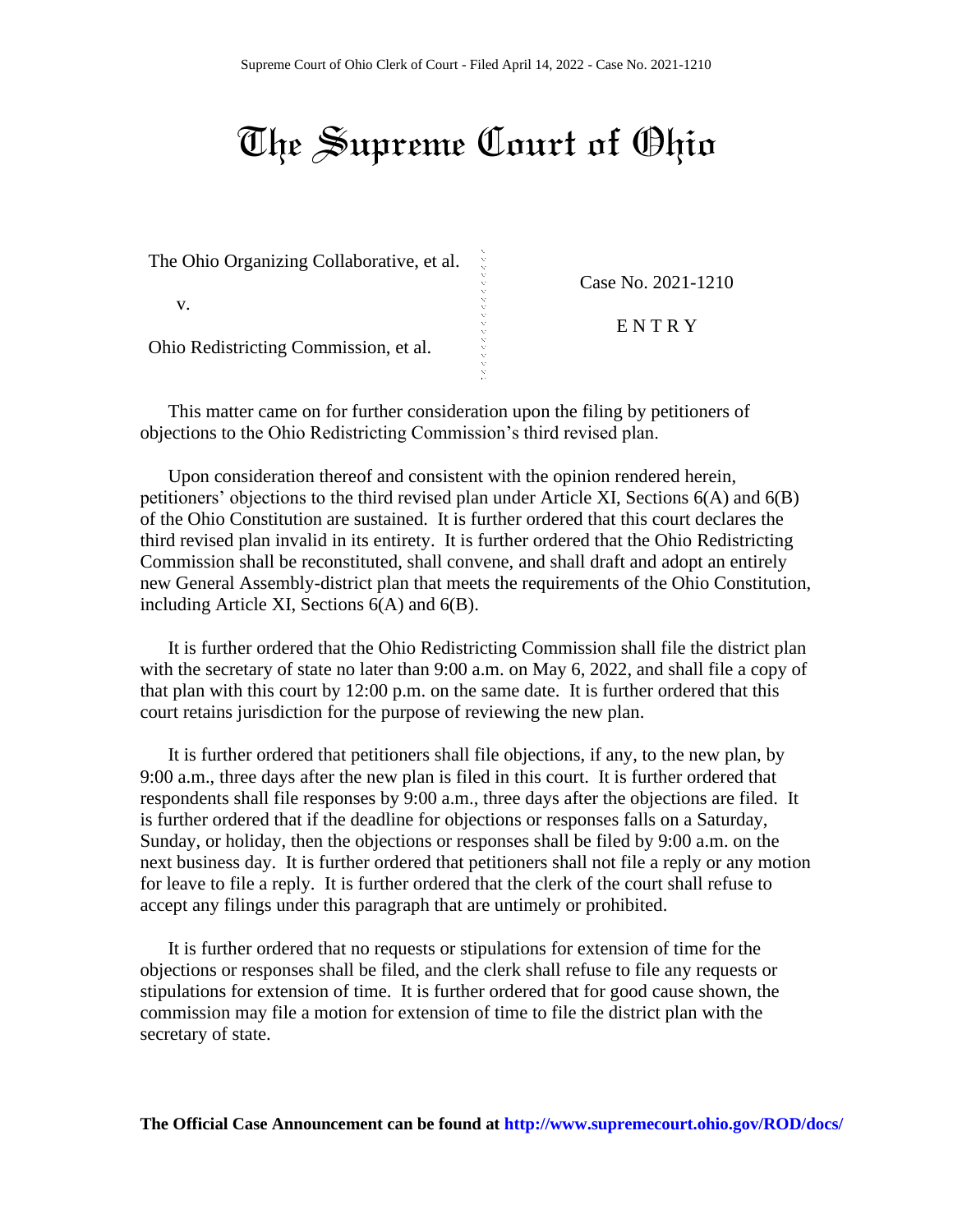Supreme Court of Ohio Clerk of Court - Filed April 14, 2022 - Case No. 2021-1210

# The Supreme Court of Ohio

The Ohio Organizing Collaborative, et al.

v.

Ohio Redistricting Commission, et al.

Case No. 2021-1210

ENTRY

This matter came on for further consideration upon the filing by petitioners of objections to the Ohio Redistricting Commission's third revised plan.

Upon consideration thereof and consistent with the opinion rendered herein, petitioners' objections to the third revised plan under Article XI, Sections 6(A) and 6(B) of the Ohio Constitution are sustained. It is further ordered that this court declares the third revised plan invalid in its entirety. It is further ordered that the Ohio Redistricting Commission shall be reconstituted, shall convene, and shall draft and adopt an entirely new General Assembly-district plan that meets the requirements of the Ohio Constitution, including Article XI, Sections 6(A) and 6(B).

It is further ordered that the Ohio Redistricting Commission shall file the district plan with the secretary of state no later than 9:00 a.m. on May 6, 2022, and shall file a copy of that plan with this court by 12:00 p.m. on the same date. It is further ordered that this court retains jurisdiction for the purpose of reviewing the new plan.

It is further ordered that petitioners shall file objections, if any, to the new plan, by 9:00 a.m., three days after the new plan is filed in this court. It is further ordered that respondents shall file responses by 9:00 a.m., three days after the objections are filed. It is further ordered that if the deadline for objections or responses falls on a Saturday, Sunday, or holiday, then the objections or responses shall be filed by 9:00 a.m. on the next business day. It is further ordered that petitioners shall not file a reply or any motion for leave to file a reply. It is further ordered that the clerk of the court shall refuse to accept any filings under this paragraph that are untimely or prohibited.

It is further ordered that no requests or stipulations for extension of time for the objections or responses shall be filed, and the clerk shall refuse to file any requests or stipulations for extension of time. It is further ordered that for good cause shown, the commission may file a motion for extension of time to file the district plan with the secretary of state.

**The Official Case Announcement can be found at http://www.supremecourt.ohio.gov/ROD/docs/**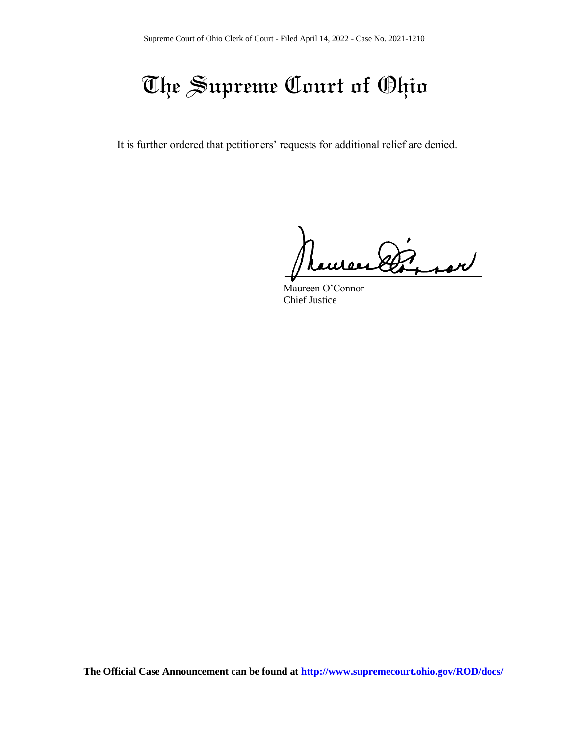# The Supreme Court of Ohio

It is further ordered that petitioners' requests for additional relief are denied.

Maureen O'Connor
Chief Justice

**The Official Case Announcement can be found at http://www.supremecourt.ohio.gov/ROD/docs/**